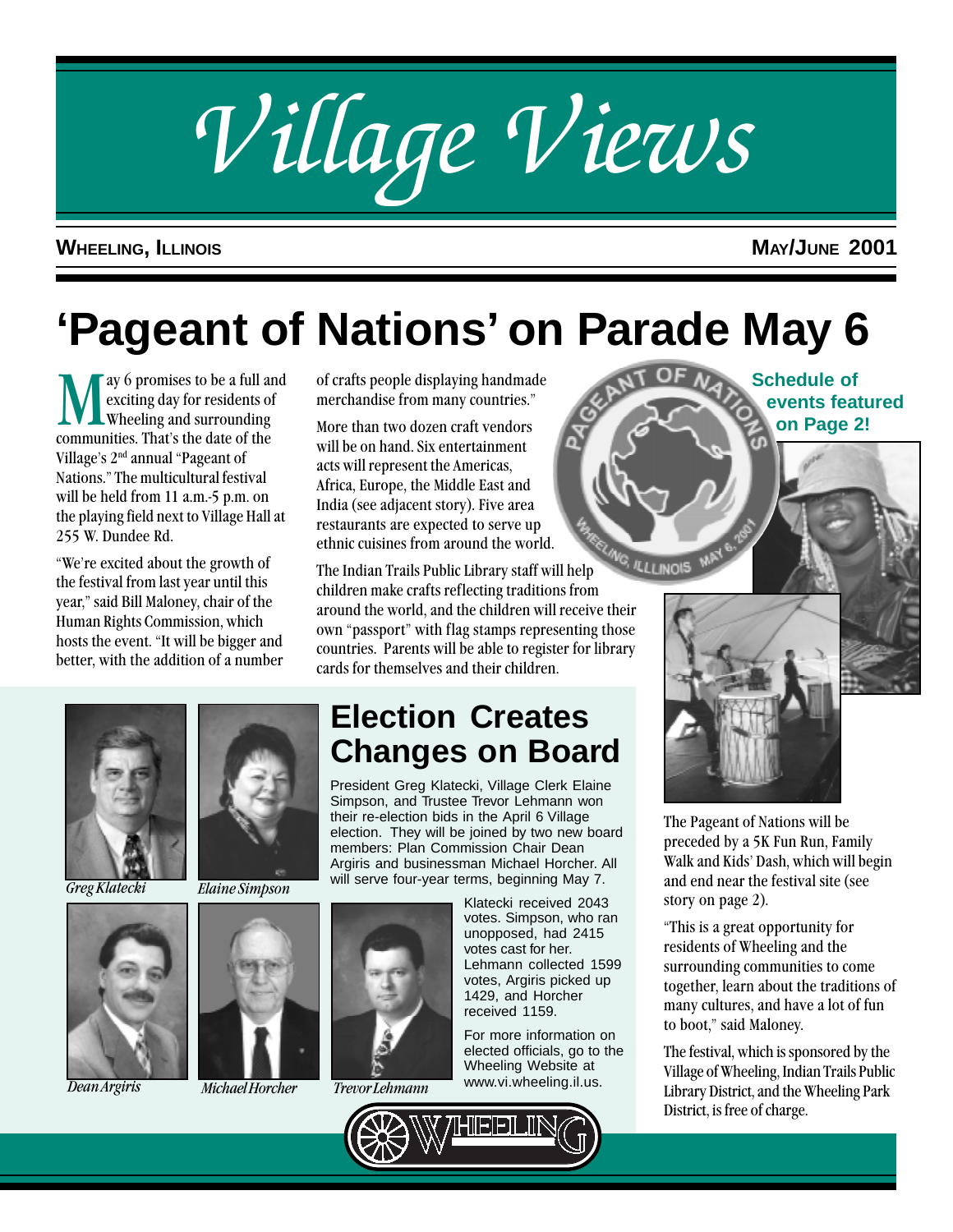# Village Views

**WHEELING, ILLINOIS** **MAY/JUNE 2001**

# 'Pageant of Nations' on Parade May 6

May 6 promises to be a full and exciting day for residents of Wheeling and surrounding communities. That's the date of the Village's 2nd annual "Pageant of Nations." The multicultural festival will be held from 11 a.m.-5 p.m. on the playing field next to Village Hall at 255 W. Dundee Rd.

"We're excited about the growth of the festival from last year until this year," said Bill Maloney, chair of the Human Rights Commission, which hosts the event. "It will be bigger and better, with the addition of a number of crafts people displaying handmade merchandise from many countries."

More than two dozen craft vendors will be on hand. Six entertainment acts will represent the Americas, Africa, Europe, the Middle East and India (see adjacent story). Five area restaurants are expected to serve up ethnic cuisines from around the world.

The Indian Trails Public Library staff will help children make crafts reflecting traditions from around the world, and the children will receive their own "passport" with flag stamps representing those countries. Parents will be able to register for library cards for themselves and their children.

**Schedule of events featured on Page 2!**

The Pageant of Nations will be preceded by a 5K Fun Run, Family Walk and Kids' Dash, which will begin and end near the festival site (see story on page 2).

"This is a great opportunity for residents of Wheeling and the surrounding communities to come together, learn about the traditions of many cultures, and have a lot of fun to boot," said Maloney.

The festival, which is sponsored by the Village of Wheeling, Indian Trails Public Library District, and the Wheeling Park District, is free of charge.

## Election Creates Changes on Board

President Greg Klatecki, Village Clerk Elaine Simpson, and Trustee Trevor Lehmann won their re-election bids in the April 6 Village election. They will be joined by two new board members: Plan Commission Chair Dean Argiris and businessman Michael Horcher. All will serve four-year terms, beginning May 7.

Klatecki received 2043 votes. Simpson, who ran unopposed, had 2415 votes cast for her. Lehmann collected 1599 votes, Argiris picked up 1429, and Horcher received 1159.

For more information on elected officials, go to the Wheeling Website at www.vi.wheeling.il.us.

*Greg Klatecki*

*Elaine Simpson*

*Dean Argiris*

*Michael Horcher*

*Trevor Lehmann*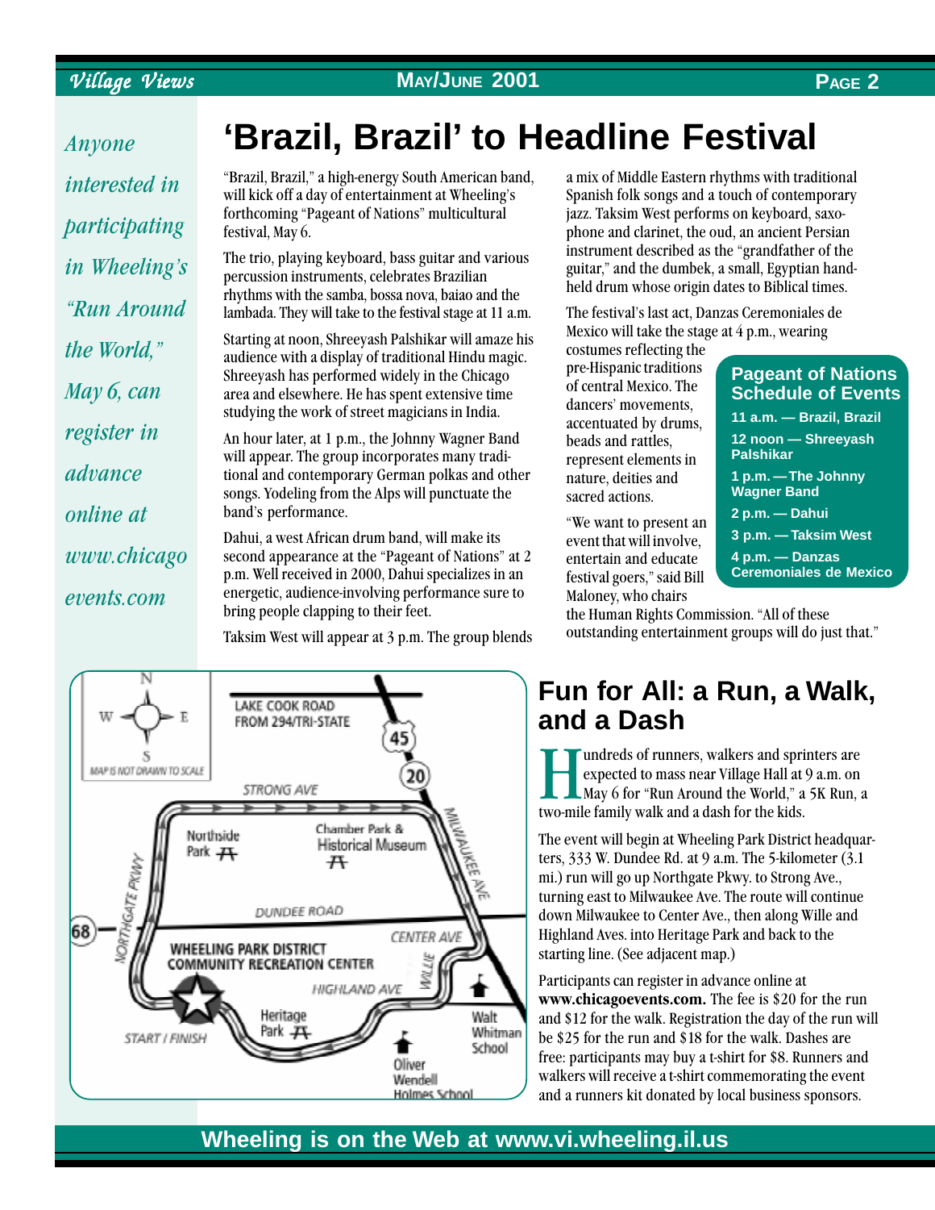*Anyone interested in participating in Wheeling's "Run Around the World," May 6, can register in advance online at www.chicagoevents.com*

# 'Brazil, Brazil' to Headline Festival

"Brazil, Brazil," a high-energy South American band, will kick off a day of entertainment at Wheeling's forthcoming "Pageant of Nations" multicultural festival, May 6.

The trio, playing keyboard, bass guitar and various percussion instruments, celebrates Brazilian rhythms with the samba, bossa nova, baiao and the lambada. They will take to the festival stage at 11 a.m.

Starting at noon, Shreeyash Palshikar will amaze his audience with a display of traditional Hindu magic. Shreeyash has performed widely in the Chicago area and elsewhere. He has spent extensive time studying the work of street magicians in India.

An hour later, at 1 p.m., the Johnny Wagner Band will appear. The group incorporates many traditional and contemporary German polkas and other songs. Yodeling from the Alps will punctuate the band's performance.

Dahui, a west African drum band, will make its second appearance at the "Pageant of Nations" at 2 p.m. Well received in 2000, Dahui specializes in an energetic, audience-involving performance sure to bring people clapping to their feet.

Taksim West will appear at 3 p.m. The group blends a mix of Middle Eastern rhythms with traditional Spanish folk songs and a touch of contemporary jazz. Taksim West performs on keyboard, saxophone and clarinet, the oud, an ancient Persian instrument described as the "grandfather of the guitar," and the dumbek, a small, Egyptian hand-held drum whose origin dates to Biblical times.

The festival's last act, Danzas Ceremoniales de Mexico will take the stage at 4 p.m., wearing costumes reflecting the pre-Hispanic traditions of central Mexico. The dancers' movements, accentuated by drums, beads and rattles, represent elements in nature, deities and sacred actions.

"We want to present an event that will involve, entertain and educate festival goers," said Bill Maloney, who chairs the Human Rights Commission. "All of these outstanding entertainment groups will do just that."

**Pageant of Nations Schedule of Events**

- **11 a.m. — Brazil, Brazil**
- **12 noon — Shreeyash Palshikar**
- **1 p.m. — The Johnny Wagner Band**
- **2 p.m. — Dahui**
- **3 p.m. — Taksim West**
- **4 p.m. — Danzas Ceremoniales de Mexico**

## Fun for All: a Run, a Walk, and a Dash

Hundreds of runners, walkers and sprinters are expected to mass near Village Hall at 9 a.m. on May 6 for "Run Around the World," a 5K Run, a two-mile family walk and a dash for the kids.

The event will begin at Wheeling Park District headquarters, 333 W. Dundee Rd. at 9 a.m. The 5-kilometer (3.1 mi.) run will go up Northgate Pkwy. to Strong Ave., turning east to Milwaukee Ave. The route will continue down Milwaukee to Center Ave., then along Wille and Highland Aves. into Heritage Park and back to the starting line. (See adjacent map.)

Participants can register in advance online at **www.chicagoevents.com.** The fee is $20 for the run and $12 for the walk. Registration the day of the run will be $25 for the run and $18 for the walk. Dashes are free: participants may buy a t-shirt for $8. Runners and walkers will receive a t-shirt commemorating the event and a runners kit donated by local business sponsors.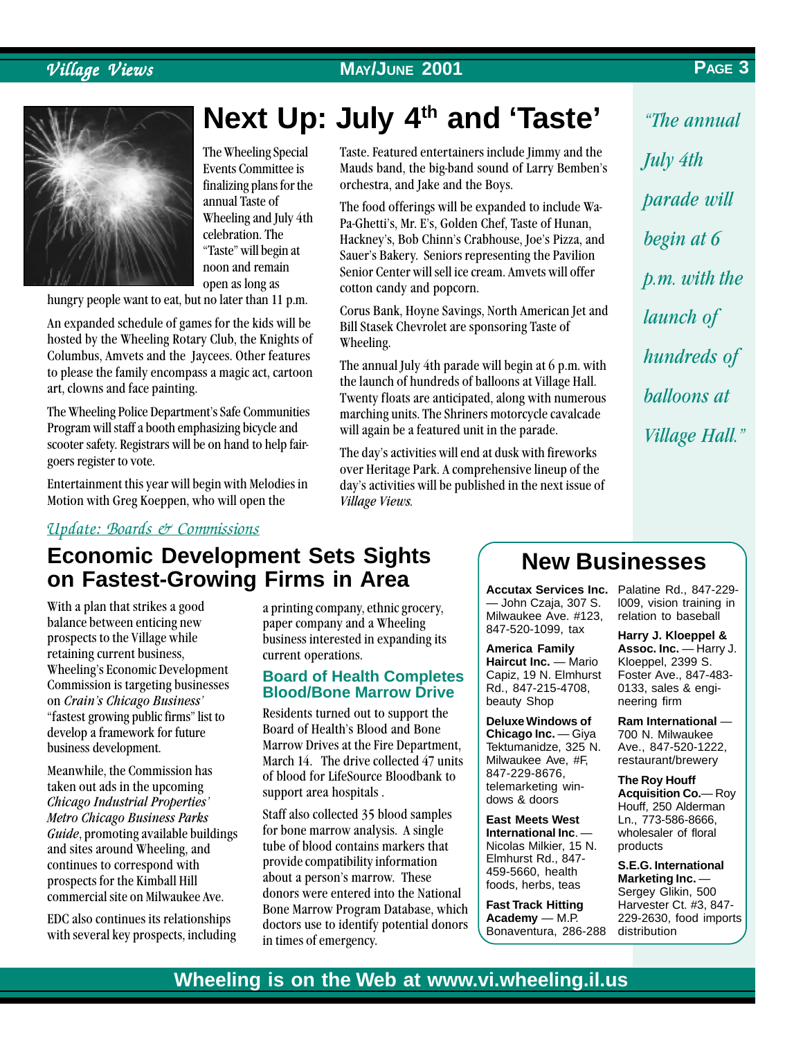# Next Up: July 4th and 'Taste'

The Wheeling Special Events Committee is finalizing plans for the annual Taste of Wheeling and July 4th celebration. The "Taste" will begin at noon and remain open as long as hungry people want to eat, but no later than 11 p.m.

An expanded schedule of games for the kids will be hosted by the Wheeling Rotary Club, the Knights of Columbus, Amvets and the Jaycees. Other features to please the family encompass a magic act, cartoon art, clowns and face painting.

The Wheeling Police Department's Safe Communities Program will staff a booth emphasizing bicycle and scooter safety. Registrars will be on hand to help fair-goers register to vote.

Entertainment this year will begin with Melodies in Motion with Greg Koeppen, who will open the Taste. Featured entertainers include Jimmy and the Mauds band, the big-band sound of Larry Bemben's orchestra, and Jake and the Boys.

The food offerings will be expanded to include Wa-Pa-Ghetti's, Mr. E's, Golden Chef, Taste of Hunan, Hackney's, Bob Chinn's Crabhouse, Joe's Pizza, and Sauer's Bakery. Seniors representing the Pavilion Senior Center will sell ice cream. Amvets will offer cotton candy and popcorn.

Corus Bank, Hoyne Savings, North American Jet and Bill Stasek Chevrolet are sponsoring Taste of Wheeling.

The annual July 4th parade will begin at 6 p.m. with the launch of hundreds of balloons at Village Hall. Twenty floats are anticipated, along with numerous marching units. The Shriners motorcycle cavalcade will again be a featured unit in the parade.

The day's activities will end at dusk with fireworks over Heritage Park. A comprehensive lineup of the day's activities will be published in the next issue of *Village Views.*

*"The annual July 4th parade will begin at 6 p.m. with the launch of hundreds of balloons at Village Hall."*

*Update: Boards & Commissions*

## Economic Development Sets Sights on Fastest-Growing Firms in Area

With a plan that strikes a good balance between enticing new prospects to the Village while retaining current business, Wheeling's Economic Development Commission is targeting businesses on *Crain's Chicago Business'* "fastest growing public firms" list to develop a framework for future business development.

Meanwhile, the Commission has taken out ads in the upcoming *Chicago Industrial Properties' Metro Chicago Business Parks Guide*, promoting available buildings and sites around Wheeling, and continues to correspond with prospects for the Kimball Hill commercial site on Milwaukee Ave.

EDC also continues its relationships with several key prospects, including a printing company, ethnic grocery, paper company and a Wheeling business interested in expanding its current operations.

### Board of Health Completes Blood/Bone Marrow Drive

Residents turned out to support the Board of Health's Blood and Bone Marrow Drives at the Fire Department, March 14. The drive collected 47 units of blood for LifeSource Bloodbank to support area hospitals .

Staff also collected 35 blood samples for bone marrow analysis. A single tube of blood contains markers that provide compatibility information about a person's marrow. These donors were entered into the National Bone Marrow Program Database, which doctors use to identify potential donors in times of emergency.

## New Businesses

**Accutax Services Inc.** — John Czaja, 307 S. Milwaukee Ave. #123, 847-520-1099, tax

**America Family Haircut Inc.** — Mario Capiz, 19 N. Elmhurst Rd., 847-215-4708, beauty Shop

**Deluxe Windows of Chicago Inc.** — Giya Tektumanidze, 325 N. Milwaukee Ave, #F, 847-229-8676, telemarketing windows & doors

**East Meets West International Inc**. — Nicolas Milkier, 15 N. Elmhurst Rd., 847-459-5660, health foods, herbs, teas

**Fast Track Hitting Academy** — M.P. Bonaventura, 286-288 Palatine Rd., 847-229-l009, vision training in relation to baseball

**Harry J. Kloeppel & Assoc. Inc.** — Harry J. Kloeppel, 2399 S. Foster Ave., 847-483-0133, sales & engineering firm

**Ram International** — 700 N. Milwaukee Ave., 847-520-1222, restaurant/brewery

**The Roy Houff Acquisition Co.**— Roy Houff, 250 Alderman Ln., 773-586-8666, wholesaler of floral products

**S.E.G. International Marketing Inc.** — Sergey Glikin, 500 Harvester Ct. #3, 847-229-2630, food imports distribution

**Wheeling is on the Web at www.vi.wheeling.il.us**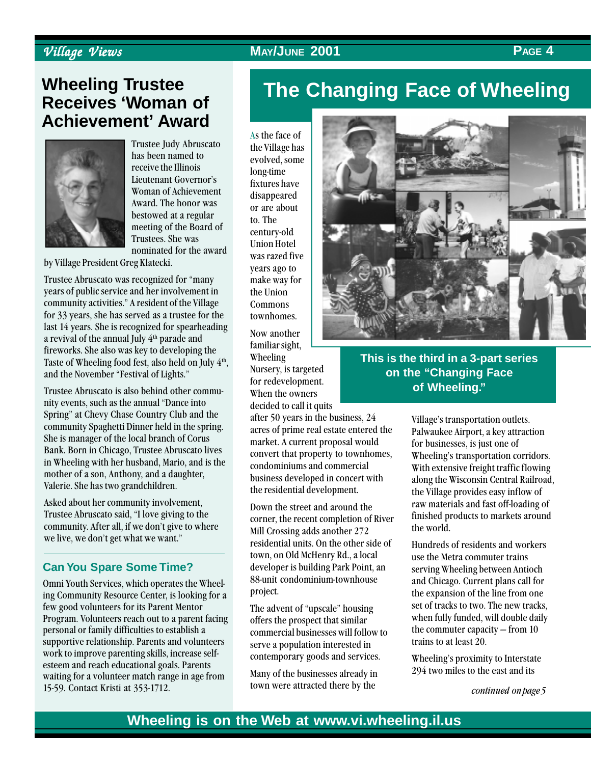## Wheeling Trustee Receives 'Woman of Achievement' Award

Trustee Judy Abruscato has been named to receive the Illinois Lieutenant Governor's Woman of Achievement Award. The honor was bestowed at a regular meeting of the Board of Trustees. She was nominated for the award by Village President Greg Klatecki.

Trustee Abruscato was recognized for "many years of public service and her involvement in community activities." A resident of the Village for 33 years, she has served as a trustee for the last 14 years. She is recognized for spearheading a revival of the annual July 4th parade and fireworks. She also was key to developing the Taste of Wheeling food fest, also held on July 4th, and the November "Festival of Lights."

Trustee Abruscato is also behind other community events, such as the annual "Dance into Spring" at Chevy Chase Country Club and the community Spaghetti Dinner held in the spring. She is manager of the local branch of Corus Bank. Born in Chicago, Trustee Abruscato lives in Wheeling with her husband, Mario, and is the mother of a son, Anthony, and a daughter, Valerie. She has two grandchildren.

Asked about her community involvement, Trustee Abruscato said, "I love giving to the community. After all, if we don't give to where we live, we don't get what we want."

### Can You Spare Some Time?

Omni Youth Services, which operates the Wheeling Community Resource Center, is looking for a few good volunteers for its Parent Mentor Program. Volunteers reach out to a parent facing personal or family difficulties to establish a supportive relationship. Parents and volunteers work to improve parenting skills, increase self-esteem and reach educational goals. Parents waiting for a volunteer match range in age from 15-59. Contact Kristi at 353-1712.

# The Changing Face of Wheeling

**This is the third in a 3-part series on the "Changing Face of Wheeling."**

As the face of the Village has evolved, some long-time fixtures have disappeared or are about to. The century-old Union Hotel was razed five years ago to make way for the Union Commons townhomes.

Now another familiar sight, Wheeling Nursery, is targeted for redevelopment. When the owners decided to call it quits after 50 years in the business, 24 acres of prime real estate entered the market. A current proposal would convert that property to townhomes, condominiums and commercial business developed in concert with the residential development.

Down the street and around the corner, the recent completion of River Mill Crossing adds another 272 residential units. On the other side of town, on Old McHenry Rd., a local developer is building Park Point, an 88-unit condominium-townhouse project.

The advent of "upscale" housing offers the prospect that similar commercial businesses will follow to serve a population interested in contemporary goods and services.

Many of the businesses already in town were attracted there by the Village's transportation outlets. Palwaukee Airport, a key attraction for businesses, is just one of Wheeling's transportation corridors. With extensive freight traffic flowing along the Wisconsin Central Railroad, the Village provides easy inflow of raw materials and fast off-loading of finished products to markets around the world.

Hundreds of residents and workers use the Metra commuter trains serving Wheeling between Antioch and Chicago. Current plans call for the expansion of the line from one set of tracks to two. The new tracks, when fully funded, will double daily the commuter capacity – from 10 trains to at least 20.

Wheeling's proximity to Interstate 294 two miles to the east and its

*continued on page 5*

**Wheeling is on the Web at www.vi.wheeling.il.us**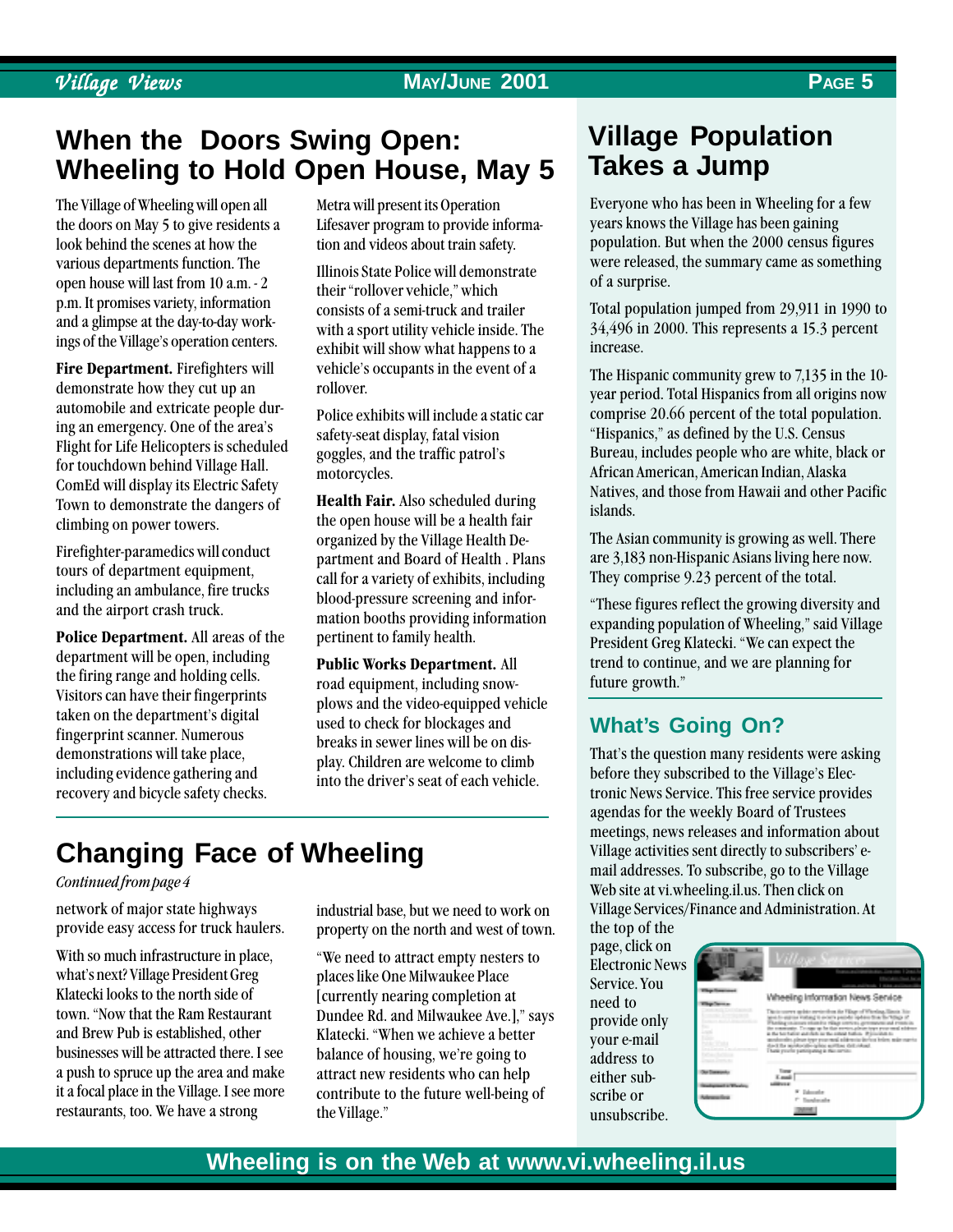## When the Doors Swing Open: Wheeling to Hold Open House, May 5

The Village of Wheeling will open all the doors on May 5 to give residents a look behind the scenes at how the various departments function. The open house will last from 10 a.m. - 2 p.m. It promises variety, information and a glimpse at the day-to-day workings of the Village's operation centers.

**Fire Department.** Firefighters will demonstrate how they cut up an automobile and extricate people during an emergency. One of the area's Flight for Life Helicopters is scheduled for touchdown behind Village Hall. ComEd will display its Electric Safety Town to demonstrate the dangers of climbing on power towers.

Firefighter-paramedics will conduct tours of department equipment, including an ambulance, fire trucks and the airport crash truck.

**Police Department.** All areas of the department will be open, including the firing range and holding cells. Visitors can have their fingerprints taken on the department's digital fingerprint scanner. Numerous demonstrations will take place, including evidence gathering and recovery and bicycle safety checks.

Metra will present its Operation Lifesaver program to provide information and videos about train safety.

Illinois State Police will demonstrate their "rollover vehicle," which consists of a semi-truck and trailer with a sport utility vehicle inside. The exhibit will show what happens to a vehicle's occupants in the event of a rollover.

Police exhibits will include a static car safety-seat display, fatal vision goggles, and the traffic patrol's motorcycles.

**Health Fair.** Also scheduled during the open house will be a health fair organized by the Village Health Department and Board of Health . Plans call for a variety of exhibits, including blood-pressure screening and information booths providing information pertinent to family health.

**Public Works Department.** All road equipment, including snowplows and the video-equipped vehicle used to check for blockages and breaks in sewer lines will be on display. Children are welcome to climb into the driver's seat of each vehicle.

## Changing Face of Wheeling

*Continued from page 4*

network of major state highways provide easy access for truck haulers.

With so much infrastructure in place, what's next? Village President Greg Klatecki looks to the north side of town. "Now that the Ram Restaurant and Brew Pub is established, other businesses will be attracted there. I see a push to spruce up the area and make it a focal place in the Village. I see more restaurants, too. We have a strong industrial base, but we need to work on property on the north and west of town.

"We need to attract empty nesters to places like One Milwaukee Place [currently nearing completion at Dundee Rd. and Milwaukee Ave.]," says Klatecki. "When we achieve a better balance of housing, we're going to attract new residents who can help contribute to the future well-being of the Village."

## Village Population Takes a Jump

Everyone who has been in Wheeling for a few years knows the Village has been gaining population. But when the 2000 census figures were released, the summary came as something of a surprise.

Total population jumped from 29,911 in 1990 to 34,496 in 2000. This represents a 15.3 percent increase.

The Hispanic community grew to 7,135 in the 10-year period. Total Hispanics from all origins now comprise 20.66 percent of the total population. "Hispanics," as defined by the U.S. Census Bureau, includes people who are white, black or African American, American Indian, Alaska Natives, and those from Hawaii and other Pacific islands.

The Asian community is growing as well. There are 3,183 non-Hispanic Asians living here now. They comprise 9.23 percent of the total.

"These figures reflect the growing diversity and expanding population of Wheeling," said Village President Greg Klatecki. "We can expect the trend to continue, and we are planning for future growth."

### What's Going On?

That's the question many residents were asking before they subscribed to the Village's Electronic News Service. This free service provides agendas for the weekly Board of Trustees meetings, news releases and information about Village activities sent directly to subscribers' e-mail addresses. To subscribe, go to the Village Web site at vi.wheeling.il.us. Then click on Village Services/Finance and Administration. At the top of the page, click on Electronic News Service. You need to provide only your e-mail address to either subscribe or unsubscribe.

**Wheeling is on the Web at www.vi.wheeling.il.us**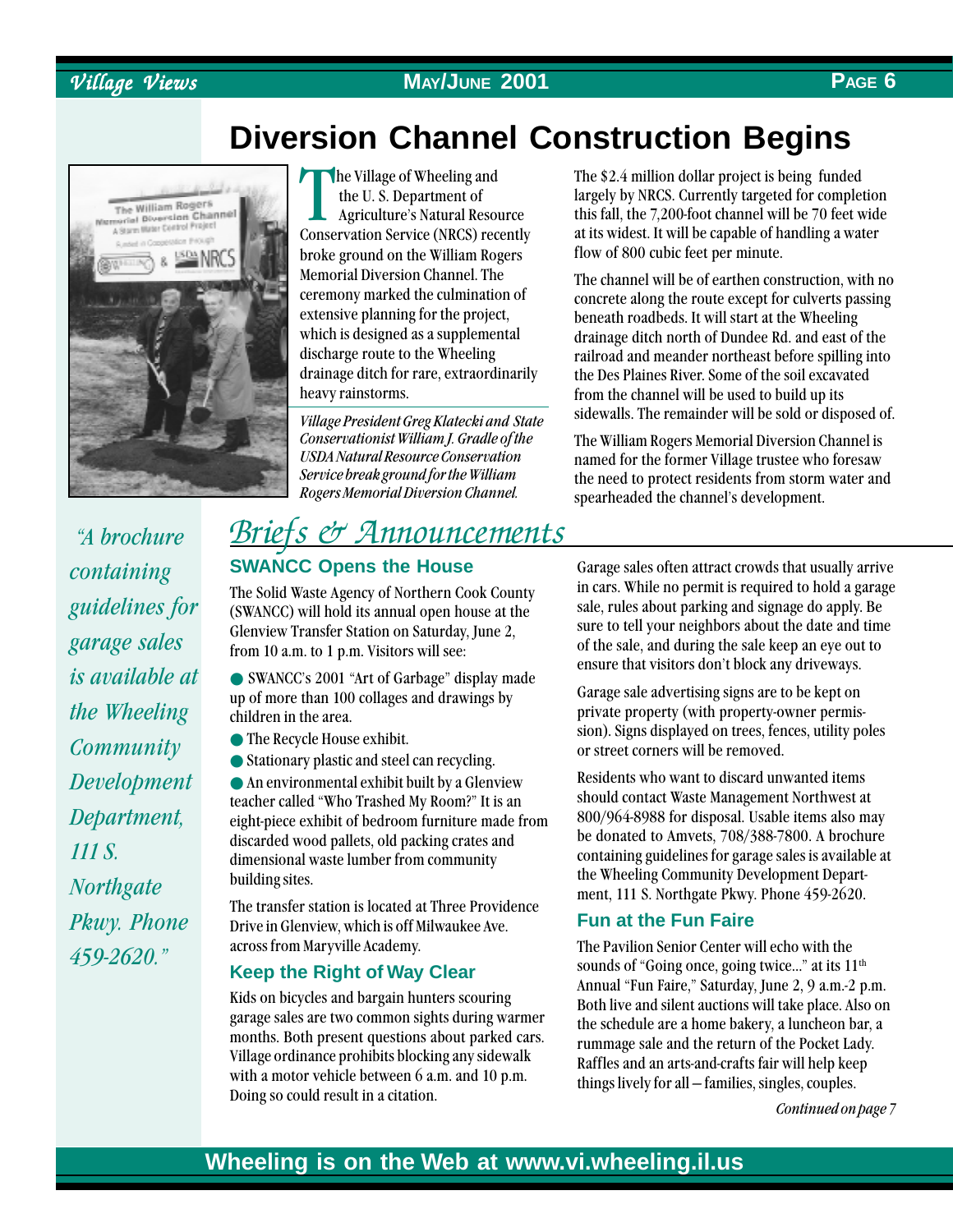# Diversion Channel Construction Begins

The Village of Wheeling and the U. S. Department of Agriculture's Natural Resource Conservation Service (NRCS) recently broke ground on the William Rogers Memorial Diversion Channel. The ceremony marked the culmination of extensive planning for the project, which is designed as a supplemental discharge route to the Wheeling drainage ditch for rare, extraordinarily heavy rainstorms.

*Village President Greg Klatecki and State Conservationist William J. Gradle of the USDA Natural Resource Conservation Service break ground for the William Rogers Memorial Diversion Channel.*

The $2.4 million dollar project is being funded largely by NRCS. Currently targeted for completion this fall, the 7,200-foot channel will be 70 feet wide at its widest. It will be capable of handling a water flow of 800 cubic feet per minute.

The channel will be of earthen construction, with no concrete along the route except for culverts passing beneath roadbeds. It will start at the Wheeling drainage ditch north of Dundee Rd. and east of the railroad and meander northeast before spilling into the Des Plaines River. Some of the soil excavated from the channel will be used to build up its sidewalls. The remainder will be sold or disposed of.

The William Rogers Memorial Diversion Channel is named for the former Village trustee who foresaw the need to protect residents from storm water and spearheaded the channel's development.

*"A brochure containing guidelines for garage sales is available at the Wheeling Community Development Department, 111 S. Northgate Pkwy. Phone 459-2620."*

## Briefs & Announcements

### SWANCC Opens the House

The Solid Waste Agency of Northern Cook County (SWANCC) will hold its annual open house at the Glenview Transfer Station on Saturday, June 2, from 10 a.m. to 1 p.m. Visitors will see:

- SWANCC's 2001 "Art of Garbage" display made up of more than 100 collages and drawings by children in the area.
- The Recycle House exhibit.
- Stationary plastic and steel can recycling.
- An environmental exhibit built by a Glenview teacher called "Who Trashed My Room?" It is an eight-piece exhibit of bedroom furniture made from discarded wood pallets, old packing crates and dimensional waste lumber from community building sites.

The transfer station is located at Three Providence Drive in Glenview, which is off Milwaukee Ave. across from Maryville Academy.

### Keep the Right of Way Clear

Kids on bicycles and bargain hunters scouring garage sales are two common sights during warmer months. Both present questions about parked cars. Village ordinance prohibits blocking any sidewalk with a motor vehicle between 6 a.m. and 10 p.m. Doing so could result in a citation.

Garage sales often attract crowds that usually arrive in cars. While no permit is required to hold a garage sale, rules about parking and signage do apply. Be sure to tell your neighbors about the date and time of the sale, and during the sale keep an eye out to ensure that visitors don't block any driveways.

Garage sale advertising signs are to be kept on private property (with property-owner permission). Signs displayed on trees, fences, utility poles or street corners will be removed.

Residents who want to discard unwanted items should contact Waste Management Northwest at 800/964-8988 for disposal. Usable items also may be donated to Amvets, 708/388-7800. A brochure containing guidelines for garage sales is available at the Wheeling Community Development Department, 111 S. Northgate Pkwy. Phone 459-2620.

### Fun at the Fun Faire

The Pavilion Senior Center will echo with the sounds of "Going once, going twice..." at its 11th Annual "Fun Faire," Saturday, June 2, 9 a.m.-2 p.m. Both live and silent auctions will take place. Also on the schedule are a home bakery, a luncheon bar, a rummage sale and the return of the Pocket Lady. Raffles and an arts-and-crafts fair will help keep things lively for all – families, singles, couples.

*Continued on page 7*

**Wheeling is on the Web at www.vi.wheeling.il.us**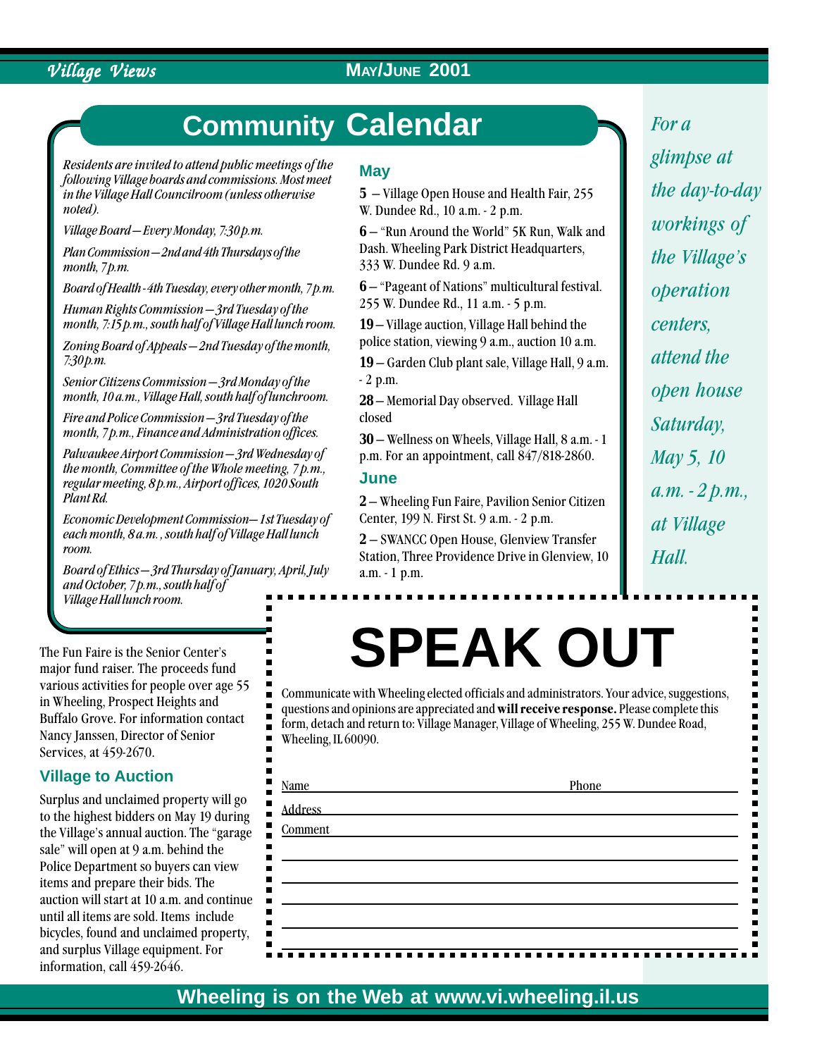# Community Calendar

*Residents are invited to attend public meetings of the following Village boards and commissions. Most meet in the Village Hall Councilroom (unless otherwise noted).*

*Village Board—Every Monday, 7:30 p.m.*

*Plan Commission—2nd and 4th Thursdays of the month, 7 p.m.*

*Board of Health - 4th Tuesday, every other month, 7 p.m.*

*Human Rights Commission—3rd Tuesday of the month, 7:15 p.m., south half of Village Hall lunch room.*

*Zoning Board of Appeals—2nd Tuesday of the month, 7:30 p.m.*

*Senior Citizens Commission—3rd Monday of the month, 10 a.m., Village Hall, south half of lunchroom.*

*Fire and Police Commission—3rd Tuesday of the month, 7 p.m., Finance and Administration offices.*

*Palwaukee Airport Commission—3rd Wednesday of the month, Committee of the Whole meeting, 7 p.m., regular meeting, 8 p.m., Airport offices, 1020 South Plant Rd.*

*Economic Development Commission—1st Tuesday of each month, 8 a.m., south half of Village Hall lunch room.*

*Board of Ethics—3rd Thursday of January, April, July and October, 7 p.m., south half of Village Hall lunch room.*

### May

**5** – Village Open House and Health Fair, 255 W. Dundee Rd., 10 a.m. - 2 p.m.

**6** – "Run Around the World" 5K Run, Walk and Dash. Wheeling Park District Headquarters, 333 W. Dundee Rd. 9 a.m.

**6** – "Pageant of Nations" multicultural festival. 255 W. Dundee Rd., 11 a.m. - 5 p.m.

**19** – Village auction, Village Hall behind the police station, viewing 9 a.m., auction 10 a.m.

**19** – Garden Club plant sale, Village Hall, 9 a.m. - 2 p.m.

**28** – Memorial Day observed. Village Hall closed

**30** – Wellness on Wheels, Village Hall, 8 a.m. - 1 p.m. For an appointment, call 847/818-2860.

### June

**2** – Wheeling Fun Faire, Pavilion Senior Citizen Center, 199 N. First St. 9 a.m. - 2 p.m.

**2** – SWANCC Open House, Glenview Transfer Station, Three Providence Drive in Glenview, 10 a.m. - 1 p.m.

*For a glimpse at the day-to-day workings of the Village's operation centers, attend the open house Saturday, May 5, 10 a.m. - 2 p.m., at Village Hall.*

The Fun Faire is the Senior Center's major fund raiser. The proceeds fund various activities for people over age 55 in Wheeling, Prospect Heights and Buffalo Grove. For information contact Nancy Janssen, Director of Senior Services, at 459-2670.

### Village to Auction

Surplus and unclaimed property will go to the highest bidders on May 19 during the Village's annual auction. The "garage sale" will open at 9 a.m. behind the Police Department so buyers can view items and prepare their bids. The auction will start at 10 a.m. and continue until all items are sold. Items include bicycles, found and unclaimed property, and surplus Village equipment. For information, call 459-2646.

# SPEAK OUT

Communicate with Wheeling elected officials and administrators. Your advice, suggestions, questions and opinions are appreciated and **will receive response.** Please complete this form, detach and return to: Village Manager, Village of Wheeling, 255 W. Dundee Road, Wheeling, IL 60090.

Name ______________________ Phone ______________________

Address ______________________

Comment ______________________

______________________

______________________

______________________

______________________

______________________

Wheeling is on the Web at www.vi.wheeling.il.us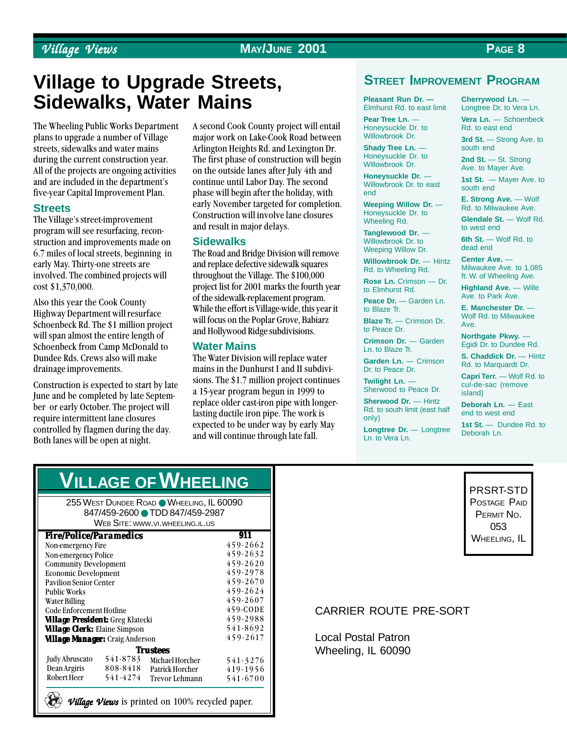# Village to Upgrade Streets, Sidewalks, Water Mains

The Wheeling Public Works Department plans to upgrade a number of Village streets, sidewalks and water mains during the current construction year. All of the projects are ongoing activities and are included in the department's five-year Capital Improvement Plan.

## Streets

The Village's street-improvement program will see resurfacing, reconstruction and improvements made on 6.7 miles of local streets, beginning in early May. Thirty-one streets are involved. The combined projects will cost $1,370,000.

Also this year the Cook County Highway Department will resurface Schoenbeck Rd. The $1 million project will span almost the entire length of Schoenbeck from Camp McDonald to Dundee Rds. Crews also will make drainage improvements.

Construction is expected to start by late June and be completed by late September or early October. The project will require intermittent lane closures controlled by flagmen during the day. Both lanes will be open at night.

A second Cook County project will entail major work on Lake-Cook Road between Arlington Heights Rd. and Lexington Dr. The first phase of construction will begin on the outside lanes after July 4th and continue until Labor Day. The second phase will begin after the holiday, with early November targeted for completion. Construction will involve lane closures and result in major delays.

## Sidewalks

The Road and Bridge Division will remove and replace defective sidewalk squares throughout the Village. The $100,000 project list for 2001 marks the fourth year of the sidewalk-replacement program. While the effort is Village-wide, this year it will focus on the Poplar Grove, Babiarz and Hollywood Ridge subdivisions.

## Water Mains

The Water Division will replace water mains in the Dunhurst I and II subdivisions. The $1.7 million project continues a 15-year program begun in 1999 to replace older cast-iron pipe with longer-lasting ductile iron pipe. The work is expected to be under way by early May and will continue through late fall.

## Street Improvement Program

**Pleasant Run Dr. —** Elmhurst Rd. to east limit

**Pear Tree Ln.** — Honeysuckle Dr. to Willowbrook Dr.

**Shady Tree Ln.** — Honeysuckle Dr. to Willowbrook Dr.

**Honeysuckle Dr.** — Willowbrook Dr. to east end

**Weeping Willow Dr.** — Honeysuckle Dr. to Wheeling Rd.

**Tanglewood Dr.** — Willowbrook Dr. to Weeping Willow Dr.

**Willowbrook Dr.** — Hintz Rd. to Wheeling Rd.

**Rose Ln.** Crimson — Dr. to Elmhurst Rd.

**Peace Dr.** — Garden Ln. to Blaze Tr.

**Blaze Tr.** — Crimson Dr. to Peace Dr.

**Crimson Dr.** — Garden Ln. to Blaze Tr.

**Garden Ln.** — Crimson Dr. to Peace Dr.

**Twilight Ln.** — Sherwood to Peace Dr.

**Sherwood Dr.** — Hintz Rd. to south limit (east half only)

**Longtree Dr.** — Longtree Ln. to Vera Ln.

**Cherrywood Ln.** — Longtree Dr. to Vera Ln.

**Vera Ln.** — Schoenbeck Rd. to east end

**3rd St.** — Strong Ave. to south end

**2nd St.** — St. Strong Ave. to Mayer Ave.

**1st St.** — Mayer Ave. to south end

**E. Strong Ave.** — Wolf Rd. to Milwaukee Ave.

**Glendale St.** — Wolf Rd. to west end

**6th St.** — Wolf Rd. to dead end

**Center Ave.** — Milwaukee Ave. to 1,085 ft. W. of Wheeling Ave.

**Highland Ave.** — Wille Ave. to Park Ave.

**E. Manchester Dr.** — Wolf Rd. to Milwaukee Ave.

**Northgate Pkwy.** — Egidi Dr. to Dundee Rd.

**S. Chaddick Dr.** — Hintz Rd. to Marquardt Dr.

**Capri Terr.** — Wolf Rd. to cul-de-sac (remove island)

**Deborah Ln.** — East end to west end

**1st St.** — Dundee Rd. to Deborah Ln.

## Village of Wheeling

255 West Dundee Road ● Wheeling, IL 60090
847/459-2600 ● TDD 847/459-2987
Web Site: www.vi.wheeling.il.us

| | |
|---|---|
| **Fire/Police/Paramedics** | **911** |
| Non-emergency Fire | 459-2662 |
| Non-emergency Police | 459-2632 |
| Community Development | 459-2620 |
| Economic Development | 459-2978 |
| Pavilion Senior Center | 459-2670 |
| Public Works | 459-2624 |
| Water Billing | 459-2607 |
| Code Enforcement Hotline | 459-CODE |
| **Village President:** Greg Klatecki | 459-2988 |
| **Village Clerk:** Elaine Simpson | 541-8692 |
| **Village Manager:** Craig Anderson | 459-2617 |

**Trustees**

| | | | |
|---|---|---|---|
| Judy Abruscato | 541-8783 | Michael Horcher | 541-3276 |
| Dean Argiris | 808-8418 | Patrick Horcher | 419-1956 |
| Robert Heer | 541-4274 | Trevor Lehmann | 541-6700 |

*Village Views* is printed on 100% recycled paper.

PRSRT-STD
Postage Paid
Permit No. 053
Wheeling, IL

CARRIER ROUTE PRE-SORT

Local Postal Patron
Wheeling, IL 60090